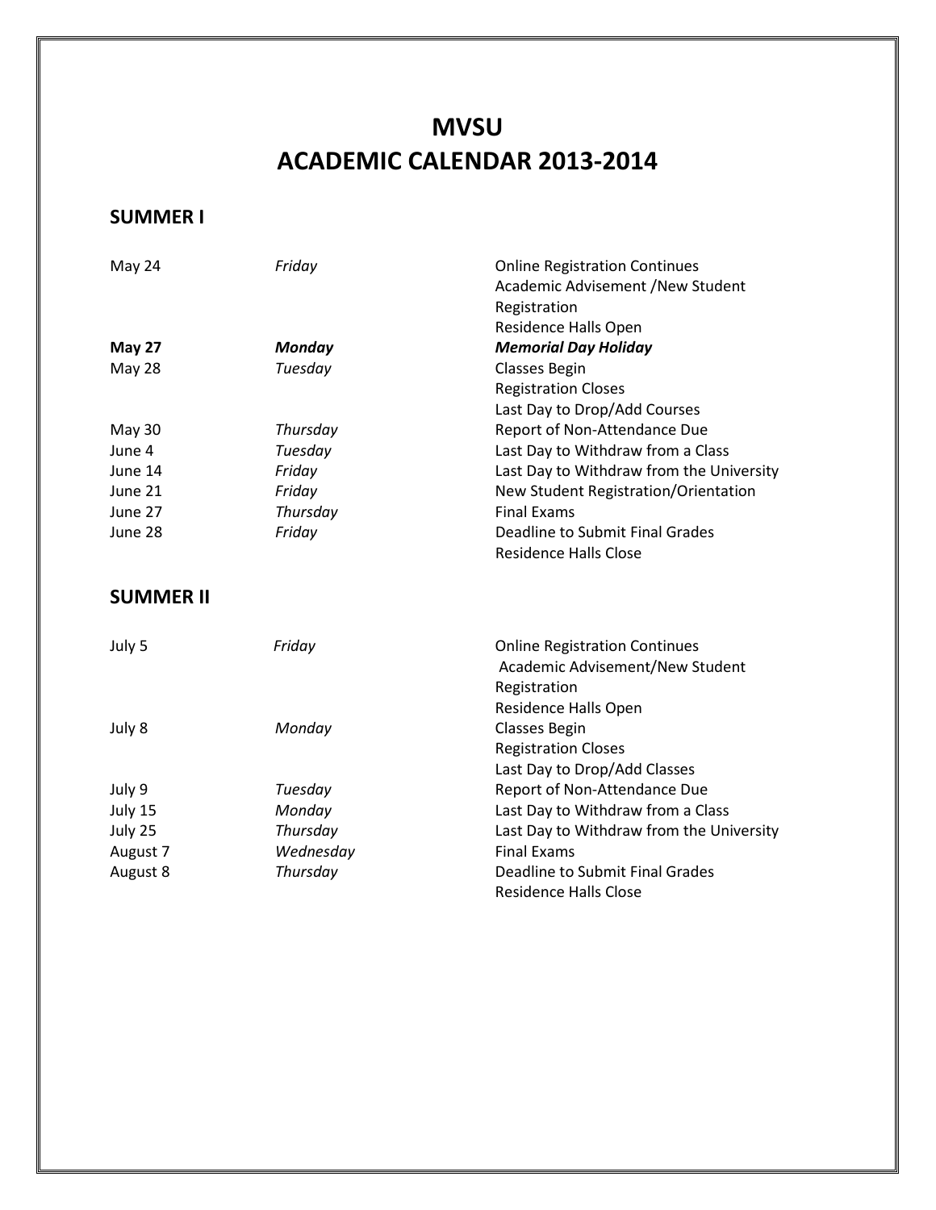# MVSU
# ACADEMIC CALENDAR 2013-2014

## SUMMER I

| | | |
|---|---|---|
| May 24 | *Friday* | Online Registration Continues<br>Academic Advisement /New Student Registration<br>Residence Halls Open |
| **May 27** | ***Monday*** | ***Memorial Day Holiday*** |
| May 28 | *Tuesday* | Classes Begin<br>Registration Closes<br>Last Day to Drop/Add Courses |
| May 30 | *Thursday* | Report of Non-Attendance Due |
| June 4 | *Tuesday* | Last Day to Withdraw from a Class |
| June 14 | *Friday* | Last Day to Withdraw from the University |
| June 21 | *Friday* | New Student Registration/Orientation |
| June 27 | *Thursday* | Final Exams |
| June 28 | *Friday* | Deadline to Submit Final Grades<br>Residence Halls Close |

## SUMMER II

| | | |
|---|---|---|
| July 5 | *Friday* | Online Registration Continues<br>Academic Advisement/New Student Registration<br>Residence Halls Open |
| July 8 | *Monday* | Classes Begin<br>Registration Closes<br>Last Day to Drop/Add Classes |
| July 9 | *Tuesday* | Report of Non-Attendance Due |
| July 15 | *Monday* | Last Day to Withdraw from a Class |
| July 25 | *Thursday* | Last Day to Withdraw from the University |
| August 7 | *Wednesday* | Final Exams |
| August 8 | *Thursday* | Deadline to Submit Final Grades<br>Residence Halls Close |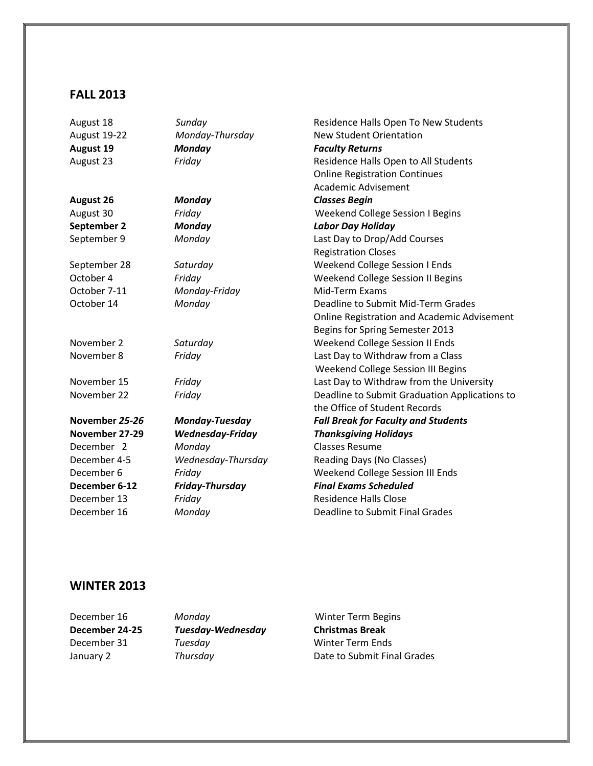## FALL 2013

| | | |
|---|---|---|
| August 18 | *Sunday* | Residence Halls Open To New Students |
| August 19-22 | *Monday-Thursday* | New Student Orientation |
| **August 19** | ***Monday*** | ***Faculty Returns*** |
| August 23 | *Friday* | Residence Halls Open to All Students<br>Online Registration Continues<br>Academic Advisement |
| **August 26** | ***Monday*** | ***Classes Begin*** |
| August 30 | *Friday* | Weekend College Session I Begins |
| **September 2** | ***Monday*** | ***Labor Day Holiday*** |
| September 9 | *Monday* | Last Day to Drop/Add Courses<br>Registration Closes |
| September 28 | *Saturday* | Weekend College Session I Ends |
| October 4 | *Friday* | Weekend College Session II Begins |
| October 7-11 | *Monday-Friday* | Mid-Term Exams |
| October 14 | *Monday* | Deadline to Submit Mid-Term Grades<br>Online Registration and Academic Advisement Begins for Spring Semester 2013 |
| November 2 | *Saturday* | Weekend College Session II Ends |
| November 8 | *Friday* | Last Day to Withdraw from a Class<br>Weekend College Session III Begins |
| November 15 | *Friday* | Last Day to Withdraw from the University |
| November 22 | *Friday* | Deadline to Submit Graduation Applications to the Office of Student Records |
| **November *25-26*** | ***Monday-Tuesday*** | ***Fall Break for Faculty and Students*** |
| **November 27-29** | ***Wednesday-Friday*** | ***Thanksgiving Holidays*** |
| December 2 | *Monday* | Classes Resume |
| December 4-5 | *Wednesday-Thursday* | Reading Days (No Classes) |
| December 6 | *Friday* | Weekend College Session III Ends |
| **December 6-12** | ***Friday-Thursday*** | ***Final Exams Scheduled*** |
| December 13 | *Friday* | Residence Halls Close |
| December 16 | *Monday* | Deadline to Submit Final Grades |

## WINTER 2013

| | | |
|---|---|---|
| December 16 | *Monday* | Winter Term Begins |
| **December 24-25** | ***Tuesday-Wednesday*** | **Christmas Break** |
| December 31 | *Tuesday* | Winter Term Ends |
| January 2 | *Thursday* | Date to Submit Final Grades |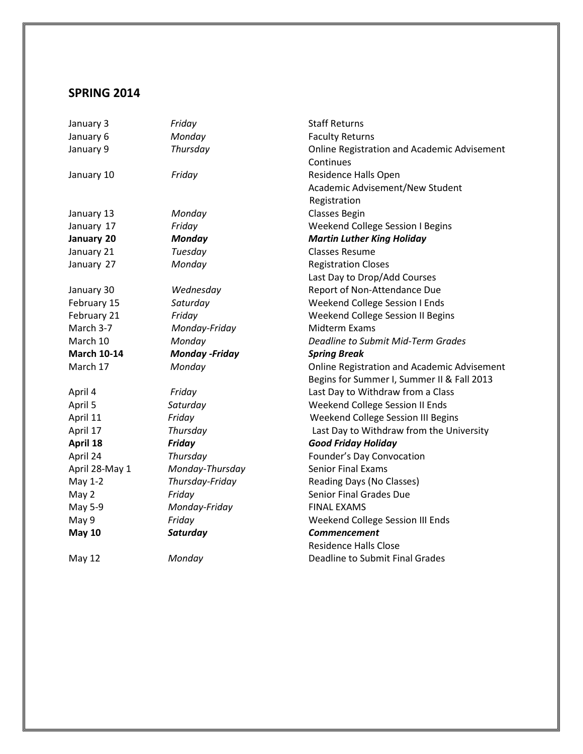## SPRING 2014

| | | |
|---|---|---|
| January 3 | *Friday* | Staff Returns |
| January 6 | *Monday* | Faculty Returns |
| January 9 | *Thursday* | Online Registration and Academic Advisement Continues |
| January 10 | *Friday* | Residence Halls Open<br>Academic Advisement/New Student Registration |
| January 13 | *Monday* | Classes Begin |
| January 17 | *Friday* | Weekend College Session I Begins |
| **January 20** | ***Monday*** | ***Martin Luther King Holiday*** |
| January 21 | *Tuesday* | Classes Resume |
| January 27 | *Monday* | Registration Closes<br>Last Day to Drop/Add Courses |
| January 30 | *Wednesday* | Report of Non-Attendance Due |
| February 15 | *Saturday* | Weekend College Session I Ends |
| February 21 | *Friday* | Weekend College Session II Begins |
| March 3-7 | *Monday-Friday* | Midterm Exams |
| March 10 | *Monday* | *Deadline to Submit Mid-Term Grades* |
| **March 10-14** | ***Monday -Friday*** | ***Spring Break*** |
| March 17 | *Monday* | Online Registration and Academic Advisement Begins for Summer I, Summer II & Fall 2013 |
| April 4 | *Friday* | Last Day to Withdraw from a Class |
| April 5 | *Saturday* | Weekend College Session II Ends |
| April 11 | *Friday* | Weekend College Session III Begins |
| April 17 | *Thursday* | Last Day to Withdraw from the University |
| **April 18** | ***Friday*** | ***Good Friday Holiday*** |
| April 24 | *Thursday* | Founder's Day Convocation |
| April 28-May 1 | *Monday-Thursday* | Senior Final Exams |
| May 1-2 | *Thursday-Friday* | Reading Days (No Classes) |
| May 2 | *Friday* | Senior Final Grades Due |
| May 5-9 | *Monday-Friday* | FINAL EXAMS |
| May 9 | *Friday* | Weekend College Session III Ends |
| **May 10** | ***Saturday*** | ***Commencement***<br>Residence Halls Close |
| May 12 | *Monday* | Deadline to Submit Final Grades |